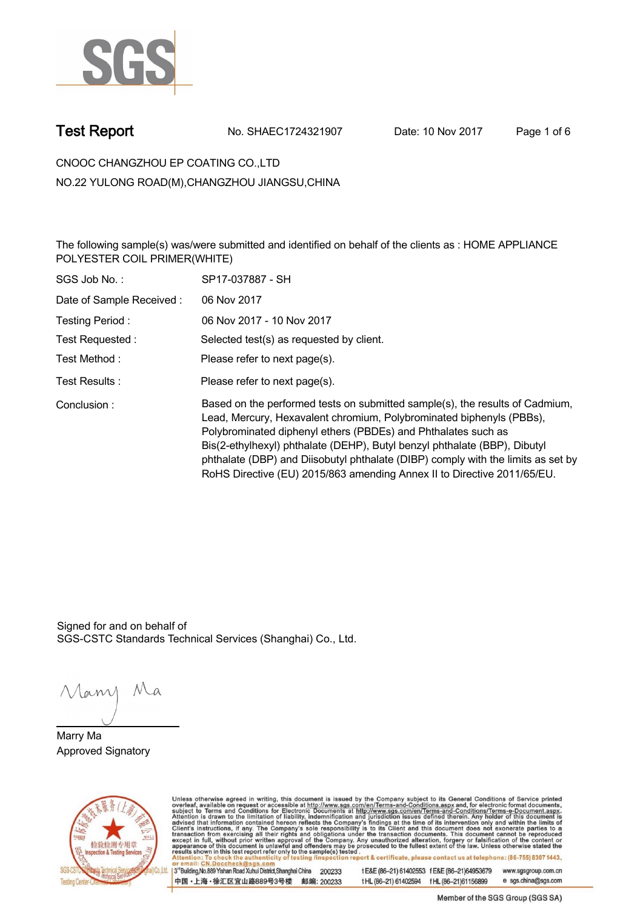# Test Report

No. SHAEC1724321907 Date: 10 Nov 2017

CNOOC CHANGZHOU EP COATING CO.,LTD

NO.22 YULONG ROAD(M),CHANGZHOU JIANGSU,CHINA

The following sample(s) was/were submitted and identified on behalf of the clients as : HOME APPLIANCE POLYESTER COIL PRIMER(WHITE)

| | |
|---|---|
| SGS Job No. : | SP17-037887 - SH |
| Date of Sample Received : | 06 Nov 2017 |
| Testing Period : | 06 Nov 2017 - 10 Nov 2017 |
| Test Requested : | Selected test(s) as requested by client. |
| Test Method : | Please refer to next page(s). |
| Test Results : | Please refer to next page(s). |
| Conclusion : | Based on the performed tests on submitted sample(s), the results of Cadmium, Lead, Mercury, Hexavalent chromium, Polybrominated biphenyls (PBBs), Polybrominated diphenyl ethers (PBDEs) and Phthalates such as Bis(2-ethylhexyl) phthalate (DEHP), Butyl benzyl phthalate (BBP), Dibutyl phthalate (DBP) and Diisobutyl phthalate (DIBP) comply with the limits as set by RoHS Directive (EU) 2015/863 amending Annex II to Directive 2011/65/EU. |

Signed for and on behalf of
SGS-CSTC Standards Technical Services (Shanghai) Co., Ltd.

Marry Ma
Approved Signatory

Unless otherwise agreed in writing, this document is issued by the Company subject to its General Conditions of Service printed overleaf, available on request or accessible at http://www.sgs.com/en/Terms-and-Conditions.aspx and, for electronic format documents, subject to Terms and Conditions for Electronic Documents at http://www.sgs.com/en/Terms-and-Conditions/Terms-e-Document.aspx. Attention is drawn to the limitation of liability, indemnification and jurisdiction issues defined therein. Any holder of this document is advised that information contained hereon reflects the Company's findings at the time of its intervention only and within the limits of Client's instructions, if any. The Company's sole responsibility is to its Client and this document does not exonerate parties to a transaction from exercising all their rights and obligations under the transaction documents. This document cannot be reproduced except in full, without prior written approval of the Company. Any unauthorized alteration, forgery or falsification of the content or appearance of this document is unlawful and offenders may be prosecuted to the fullest extent of the law. Unless otherwise stated the results shown in this test report refer only to the sample(s) tested.
Attention: To check the authenticity of testing /inspection report & certificate, please contact us at telephone: (86-755) 8307 1443, or email: CN.Doccheck@sgs.com

3rd Building,No.889 Yishan Road Xuhui District,Shanghai China 200233 t E&E (86-21) 61402553 f E&E (86-21)64953679 www.sgsgroup.com.cn
中国・上海・徐汇区宜山路889号3号楼 邮编: 200233 t HL (86-21) 61402594 f HL (86-21)61156899 e sgs.china@sgs.com

Member of the SGS Group (SGS SA)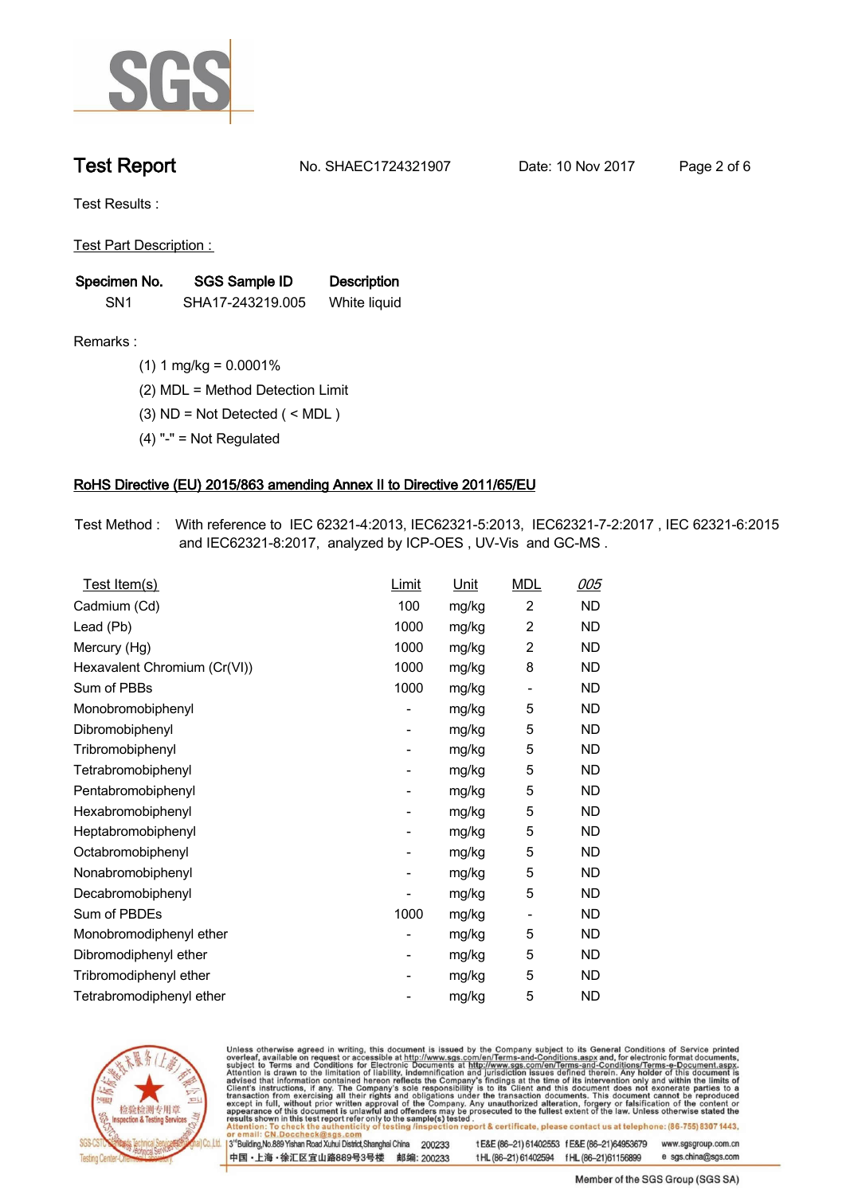# Test Report

No. SHAEC1724321907    Date: 10 Nov 2017

Test Results :

Test Part Description :

| Specimen No. | SGS Sample ID | Description |
|---|---|---|
| SN1 | SHA17-243219.005 | White liquid |

Remarks :

(1) 1 mg/kg = 0.0001%

(2) MDL = Method Detection Limit

(3) ND = Not Detected ( < MDL )

(4) "-" = Not Regulated

## RoHS Directive (EU) 2015/863 amending Annex II to Directive 2011/65/EU

Test Method : With reference to IEC 62321-4:2013, IEC62321-5:2013, IEC62321-7-2:2017 , IEC 62321-6:2015 and IEC62321-8:2017, analyzed by ICP-OES , UV-Vis and GC-MS .

| Test Item(s) | Limit | Unit | MDL | 005 |
|---|---|---|---|---|
| Cadmium (Cd) | 100 | mg/kg | 2 | ND |
| Lead (Pb) | 1000 | mg/kg | 2 | ND |
| Mercury (Hg) | 1000 | mg/kg | 2 | ND |
| Hexavalent Chromium (Cr(VI)) | 1000 | mg/kg | 8 | ND |
| Sum of PBBs | 1000 | mg/kg | - | ND |
| Monobromobiphenyl | - | mg/kg | 5 | ND |
| Dibromobiphenyl | - | mg/kg | 5 | ND |
| Tribromobiphenyl | - | mg/kg | 5 | ND |
| Tetrabromobiphenyl | - | mg/kg | 5 | ND |
| Pentabromobiphenyl | - | mg/kg | 5 | ND |
| Hexabromobiphenyl | - | mg/kg | 5 | ND |
| Heptabromobiphenyl | - | mg/kg | 5 | ND |
| Octabromobiphenyl | - | mg/kg | 5 | ND |
| Nonabromobiphenyl | - | mg/kg | 5 | ND |
| Decabromobiphenyl | - | mg/kg | 5 | ND |
| Sum of PBDEs | 1000 | mg/kg | - | ND |
| Monobromodiphenyl ether | - | mg/kg | 5 | ND |
| Dibromodiphenyl ether | - | mg/kg | 5 | ND |
| Tribromodiphenyl ether | - | mg/kg | 5 | ND |
| Tetrabromodiphenyl ether | - | mg/kg | 5 | ND |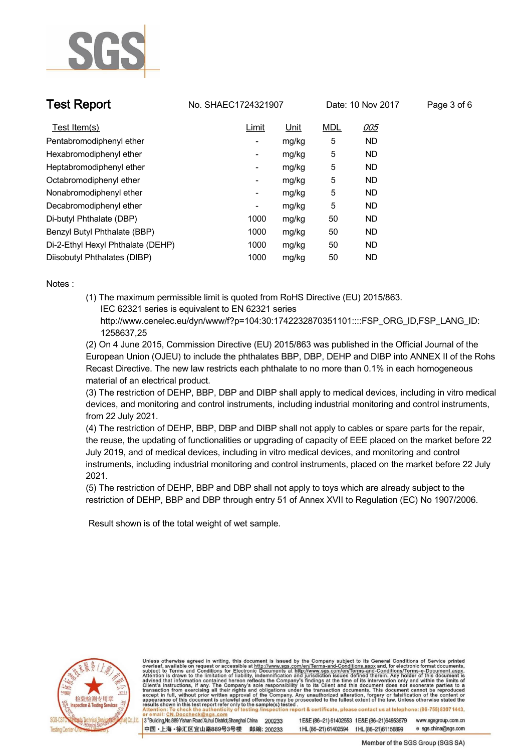| Test Item(s) | Limit | Unit | MDL | 005 |
|---|---|---|---|---|
| Pentabromodiphenyl ether | - | mg/kg | 5 | ND |
| Hexabromodiphenyl ether | - | mg/kg | 5 | ND |
| Heptabromodiphenyl ether | - | mg/kg | 5 | ND |
| Octabromodiphenyl ether | - | mg/kg | 5 | ND |
| Nonabromodiphenyl ether | - | mg/kg | 5 | ND |
| Decabromodiphenyl ether | - | mg/kg | 5 | ND |
| Di-butyl Phthalate (DBP) | 1000 | mg/kg | 50 | ND |
| Benzyl Butyl Phthalate (BBP) | 1000 | mg/kg | 50 | ND |
| Di-2-Ethyl Hexyl Phthalate (DEHP) | 1000 | mg/kg | 50 | ND |
| Diisobutyl Phthalates (DIBP) | 1000 | mg/kg | 50 | ND |

Notes :

(1) The maximum permissible limit is quoted from RoHS Directive (EU) 2015/863.
IEC 62321 series is equivalent to EN 62321 series
http://www.cenelec.eu/dyn/www/f?p=104:30:1742232870351101::::FSP_ORG_ID,FSP_LANG_ID:1258637,25

(2) On 4 June 2015, Commission Directive (EU) 2015/863 was published in the Official Journal of the European Union (OJEU) to include the phthalates BBP, DBP, DEHP and DIBP into ANNEX II of the Rohs Recast Directive. The new law restricts each phthalate to no more than 0.1% in each homogeneous material of an electrical product.

(3) The restriction of DEHP, BBP, DBP and DIBP shall apply to medical devices, including in vitro medical devices, and monitoring and control instruments, including industrial monitoring and control instruments, from 22 July 2021.

(4) The restriction of DEHP, BBP, DBP and DIBP shall not apply to cables or spare parts for the repair, the reuse, the updating of functionalities or upgrading of capacity of EEE placed on the market before 22 July 2019, and of medical devices, including in vitro medical devices, and monitoring and control instruments, including industrial monitoring and control instruments, placed on the market before 22 July 2021.

(5) The restriction of DEHP, BBP and DBP shall not apply to toys which are already subject to the restriction of DEHP, BBP and DBP through entry 51 of Annex XVII to Regulation (EC) No 1907/2006.

Result shown is of the total weight of wet sample.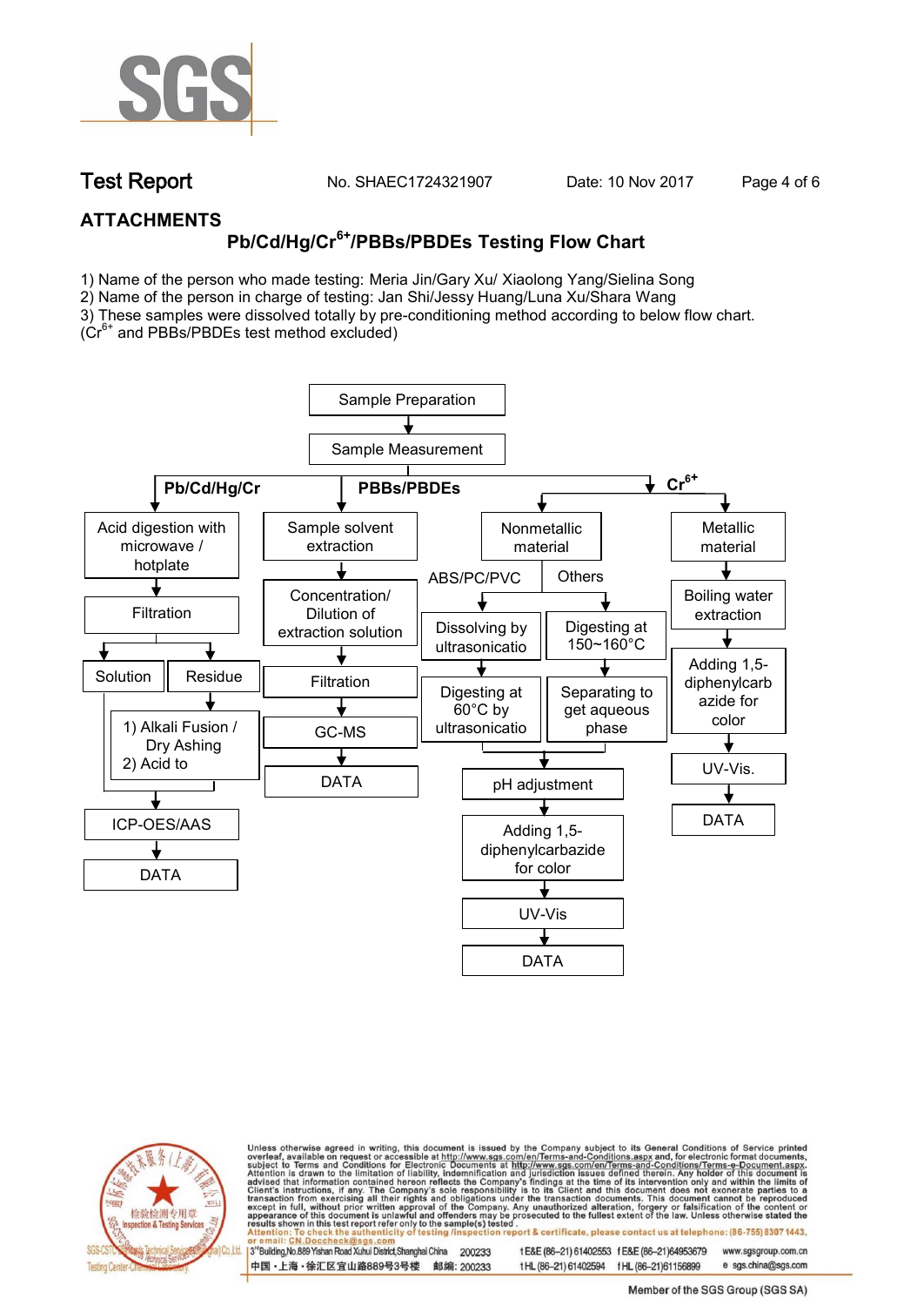## ATTACHMENTS

### Pb/Cd/Hg/$Cr^{6+}$/PBBs/PBDEs Testing Flow Chart

1) Name of the person who made testing: Meria Jin/Gary Xu/ Xiaolong Yang/Sielina Song
2) Name of the person in charge of testing: Jan Shi/Jessy Huang/Luna Xu/Shara Wang
3) These samples were dissolved totally by pre-conditioning method according to below flow chart. ($Cr^{6+}$ and PBBs/PBDEs test method excluded)

Sample Preparation → Sample Measurement

**Pb/Cd/Hg/Cr**

- Acid digestion with microwave / hotplate → Filtration → Solution / Residue
  - Residue → 1) Alkali Fusion / Dry Ashing 2) Acid to
  - Solution (and treated residue) → ICP-OES/AAS → DATA

**PBBs/PBDEs**

- Sample solvent extraction → Concentration/ Dilution of extraction solution → Filtration → GC-MS → DATA

**$Cr^{6+}$**

- Nonmetallic material
  - ABS/PC/PVC → Dissolving by ultrasonicatio → Digesting at 60°C by ultrasonicatio
  - Others → Digesting at 150~160°C → Separating to get aqueous phase
  - → pH adjustment → Adding 1,5-diphenylcarbazide for color → UV-Vis → DATA
- Metallic material → Boiling water extraction → Adding 1,5-diphenylcarbazide for color → UV-Vis. → DATA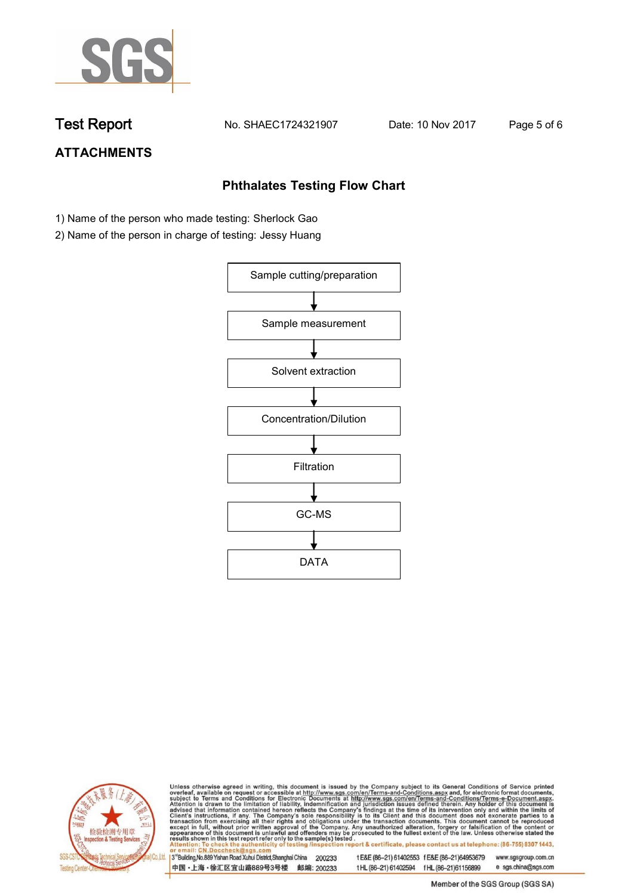# ATTACHMENTS

## Phthalates Testing Flow Chart

1) Name of the person who made testing: Sherlock Gao
2) Name of the person in charge of testing: Jessy Huang

Sample cutting/preparation
↓
Sample measurement
↓
Solvent extraction
↓
Concentration/Dilution
↓
Filtration
↓
GC-MS
↓
DATA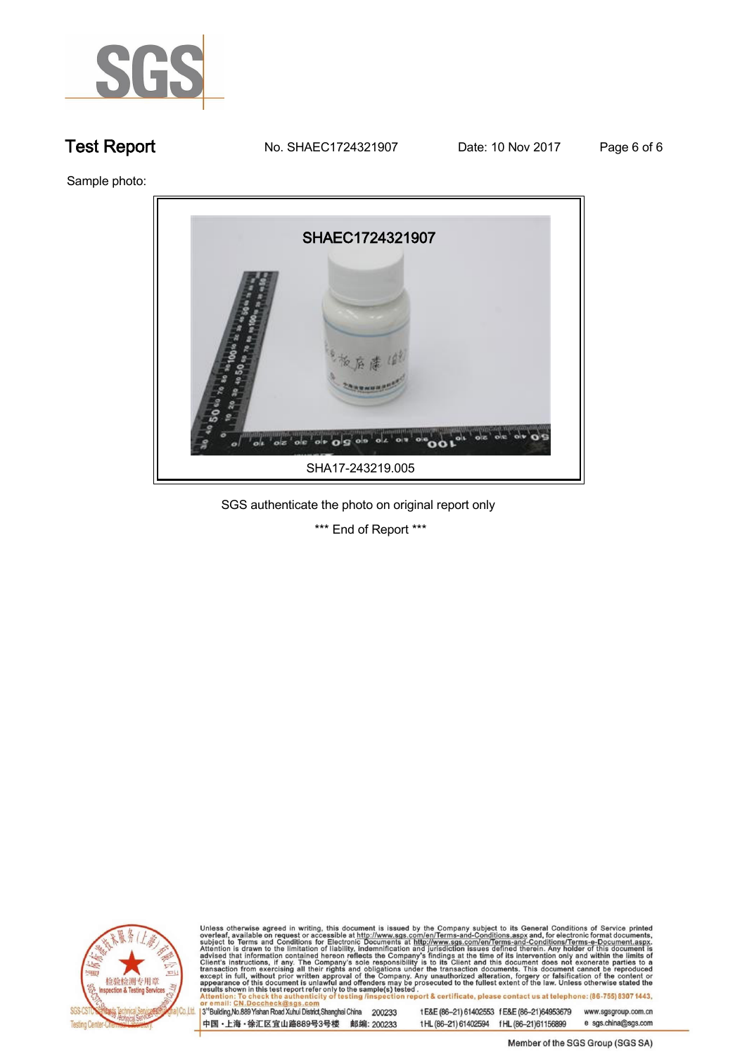# Test Report

No. SHAEC1724321907 Date: 10 Nov 2017

Sample photo:

SHAEC1724321907

SHA17-243219.005

SGS authenticate the photo on original report only

\*\*\* End of Report \*\*\*

Unless otherwise agreed in writing, this document is issued by the Company subject to its General Conditions of Service printed overleaf, available on request or accessible at http://www.sgs.com/en/Terms-and-Conditions.aspx and, for electronic format documents, subject to Terms and Conditions for Electronic Documents at http://www.sgs.com/en/Terms-and-Conditions/Terms-e-Document.aspx. Attention is drawn to the limitation of liability, indemnification and jurisdiction issues defined therein. Any holder of this document is advised that information contained hereon reflects the Company's findings at the time of its intervention only and within the limits of Client's instructions, if any. The Company's sole responsibility is to its Client and this document does not exonerate parties to a transaction from exercising all their rights and obligations under the transaction documents. This document cannot be reproduced except in full, without prior written approval of the Company. Any unauthorized alteration, forgery or falsification of the content or appearance of this document is unlawful and offenders may be prosecuted to the fullest extent of the law. Unless otherwise stated the results shown in this test report refer only to the sample(s) tested .

Attention: To check the authenticity of testing /inspection report & certificate, please contact us at telephone: (86-755) 8307 1443, or email: CN.Doccheck@sgs.com

3rd Building,No.889 Yishan Road Xuhui District,Shanghai China 200233 t E&E (86–21) 61402553 f E&E (86–21)64953679 www.sgsgroup.com.cn

中国・上海・徐汇区宜山路889号3号楼 邮编: 200233 t HL (86-21) 61402594 f HL (86-21)61156899 e sgs.china@sgs.com

Member of the SGS Group (SGS SA)